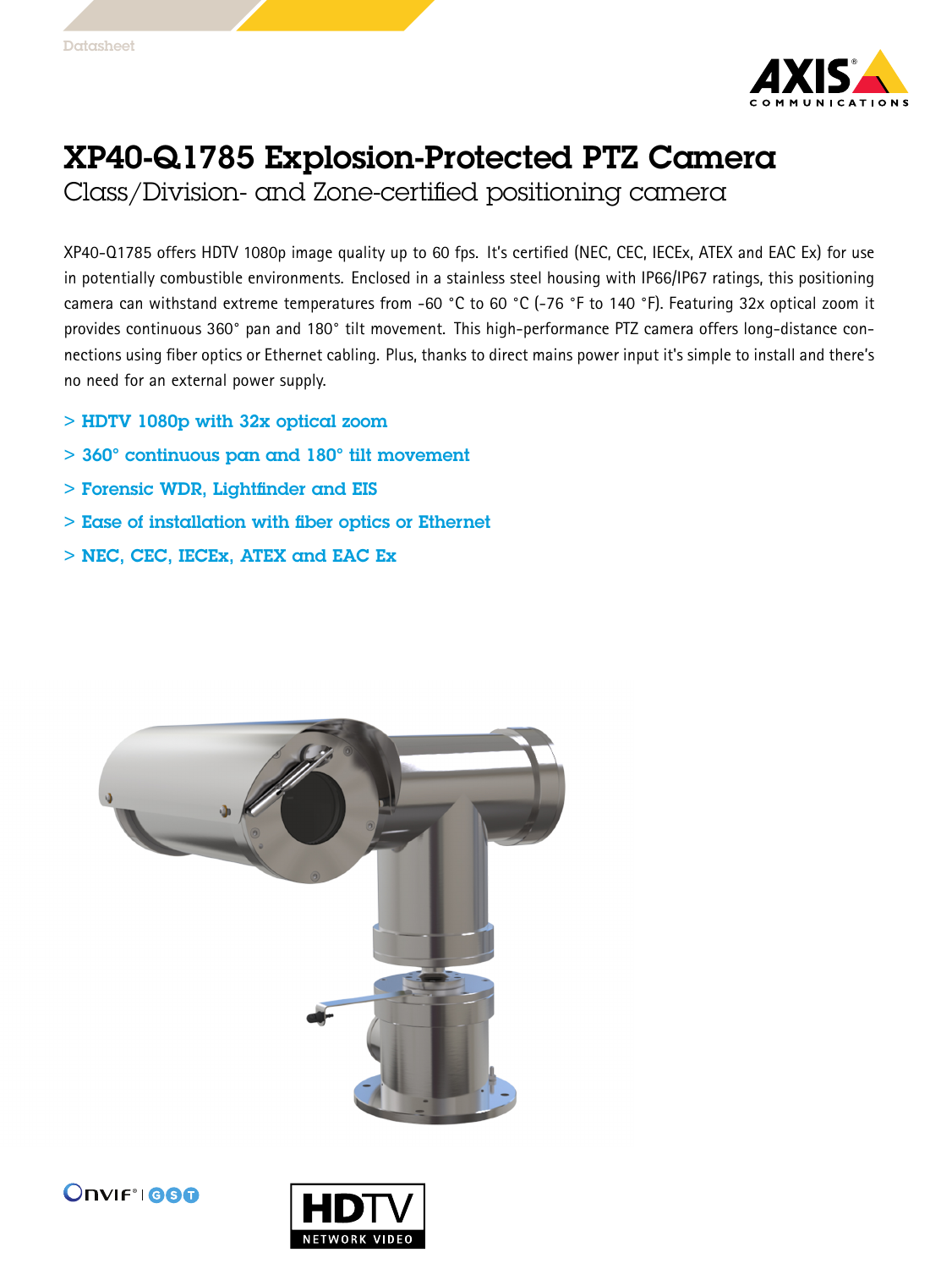Datasheet

# XP40-Q1785 Explosion-Protected PTZ Camera

## Class/Division- and Zone-certified positioning camera

XP40-Q1785 offers HDTV 1080p image quality up to 60 fps. It's certified (NEC, CEC, IECEx, ATEX and EAC Ex) for use in potentially combustible environments. Enclosed in a stainless steel housing with IP66/IP67 ratings, this positioning camera can withstand extreme temperatures from -60 °C to 60 °C (-76 °F to 140 °F). Featuring 32x optical zoom it provides continuous 360° pan and 180° tilt movement. This high-performance PTZ camera offers long-distance connections using fiber optics or Ethernet cabling. Plus, thanks to direct mains power input it's simple to install and there's no need for an external power supply.

- **HDTV 1080p with 32x optical zoom**
- **360° continuous pan and 180° tilt movement**
- **Forensic WDR, Lightfinder and EIS**
- **Ease of installation with fiber optics or Ethernet**
- **NEC, CEC, IECEx, ATEX and EAC Ex**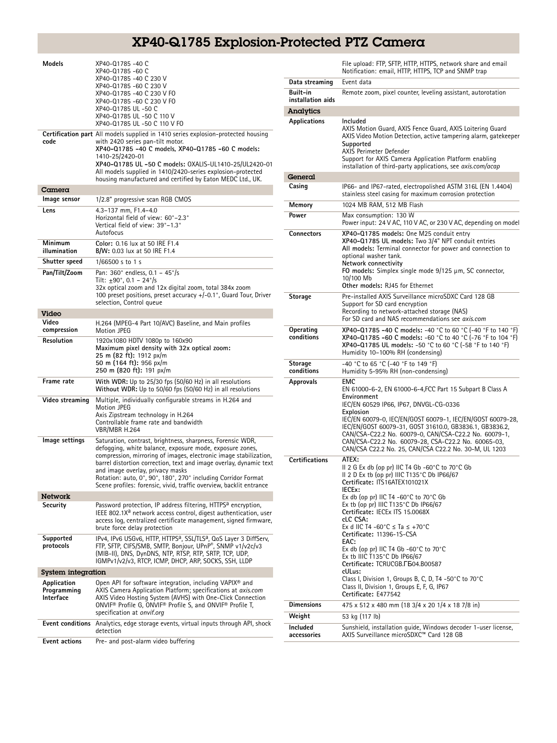# XP40-Q1785 Explosion-Protected PTZ Camera

| | |
|---|---|
| **Models** | XP40-Q1785 -40 C<br>XP40-Q1785 -60 C<br>XP40-Q1785 -40 C 230 V<br>XP40-Q1785 -60 C 230 V<br>XP40-Q1785 -40 C 230 V FO<br>XP40-Q1785 -60 C 230 V FO<br>XP40-Q1785 UL -50 C<br>XP40-Q1785 UL -50 C 110 V<br>XP40-Q1785 UL -50 C 110 V FO |
| **Certification part code** | All models supplied in 1410 series explosion-protected housing with 2420 series pan-tilt motor.<br>**XP40–Q1785 –40 C models, XP40–Q1785 –60 C models:** 1410-25/2420-01<br>**XP40–Q1785 UL –50 C models:** OXALIS-UL1410-25/UL2420-01<br>All models supplied in 1410/2420-series explosion-protected housing manufactured and certified by Eaton MEDC Ltd., UK. |

## Camera

| | |
|---|---|
| **Image sensor** | 1/2.8" progressive scan RGB CMOS |
| **Lens** | 4.3–137 mm, F1.4–4.0<br>Horizontal field of view: 60°–2.3°<br>Vertical field of view: 39°–1.3°<br>Autofocus |
| **Minimum illumination** | **Color:** 0.16 lux at 50 IRE F1.4<br>**B/W:** 0.03 lux at 50 IRE F1.4 |
| **Shutter speed** | 1/66500 s to 1 s |
| **Pan/Tilt/Zoom** | Pan: 360° endless, 0.1 – 45°/s<br>Tilt: ±90°, 0.1 – 24°/s<br>32x optical zoom and 12x digital zoom, total 384x zoom<br>100 preset positions, preset accuracy +/-0.1°, Guard Tour, Driver selection, Control queue |

## Video

| | |
|---|---|
| **Video compression** | H.264 (MPEG-4 Part 10/AVC) Baseline, and Main profiles<br>Motion JPEG |
| **Resolution** | 1920x1080 HDTV 1080p to 160x90<br>**Maximum pixel density with 32x optical zoom:**<br>**25 m (82 ft):** 1912 px/m<br>**50 m (164 ft):** 956 px/m<br>**250 m (820 ft):** 191 px/m |
| **Frame rate** | **With WDR:** Up to 25/30 fps (50/60 Hz) in all resolutions<br>**Without WDR:** Up to 50/60 fps (50/60 Hz) in all resolutions |
| **Video streaming** | Multiple, individually configurable streams in H.264 and Motion JPEG<br>Axis Zipstream technology in H.264<br>Controllable frame rate and bandwidth<br>VBR/MBR H.264 |
| **Image settings** | Saturation, contrast, brightness, sharpness, Forensic WDR, defogging, white balance, exposure mode, exposure zones, compression, mirroring of images, electronic image stabilization, barrel distortion correction, text and image overlay, dynamic text and image overlay, privacy masks<br>Rotation: auto, 0°, 90°, 180°, 270° including Corridor Format<br>Scene profiles: forensic, vivid, traffic overview, backlit entrance |

## Network

| | |
|---|---|
| **Security** | Password protection, IP address filtering, HTTPS[a] encryption, IEEE 802.1X[a] network access control, digest authentication, user access log, centralized certificate management, signed firmware, brute force delay protection |
| **Supported protocols** | IPv4, IPv6 USGv6, HTTP, HTTPS[a], SSL/TLS[a], QoS Layer 3 DiffServ, FTP, SFTP, CIFS/SMB, SMTP, Bonjour, UPnP®, SNMP v1/v2c/v3 (MIB-II), DNS, DynDNS, NTP, RTSP, RTP, SRTP, TCP, UDP, IGMPv1/v2/v3, RTCP, ICMP, DHCP, ARP, SOCKS, SSH, LLDP |

## System integration

| | |
|---|---|
| **Application Programming Interface** | Open API for software integration, including VAPIX® and AXIS Camera Application Platform; specifications at *axis.com*<br>AXIS Video Hosting System (AVHS) with One-Click Connection<br>ONVIF® Profile G, ONVIF® Profile S, and ONVIF® Profile T, specification at *onvif.org* |
| **Event conditions** | Analytics, edge storage events, virtual inputs through API, shock detection |
| **Event actions** | Pre- and post-alarm video buffering<br>File upload: FTP, SFTP, HTTP, HTTPS, network share and email<br>Notification: email, HTTP, HTTPS, TCP and SNMP trap |
| **Data streaming** | Event data |
| **Built-in installation aids** | Remote zoom, pixel counter, leveling assistant, autorotation |

## Analytics

| | |
|---|---|
| **Applications** | **Included**<br>AXIS Motion Guard, AXIS Fence Guard, AXIS Loitering Guard<br>AXIS Video Motion Detection, active tampering alarm, gatekeeper<br>**Supported**<br>AXIS Perimeter Defender<br>Support for AXIS Camera Application Platform enabling installation of third-party applications, see *axis.com/acap* |

## General

| | |
|---|---|
| **Casing** | IP66- and IP67-rated, electropolished ASTM 316L (EN 1.4404) stainless steel casing for maximum corrosion protection |
| **Memory** | 1024 MB RAM, 512 MB Flash |
| **Power** | Max consumption: 130 W<br>Power input: 24 V AC, 110 V AC, or 230 V AC, depending on model |
| **Connectors** | **XP40–Q1785 models:** One M25 conduit entry<br>**XP40–Q1785 UL models:** Two 3/4" NPT conduit entries<br>**All models:** Terminal connector for power and connection to optional washer tank.<br>**Network connectivity**<br>**FO models:** Simplex single mode 9/125 µm, SC connector, 10/100 Mb<br>**Other models:** RJ45 for Ethernet |
| **Storage** | Pre-installed AXIS Surveillance microSDXC Card 128 GB<br>Support for SD card encryption<br>Recording to network-attached storage (NAS)<br>For SD card and NAS recommendations see *axis.com* |
| **Operating conditions** | **XP40–Q1785 –40 C models:** -40 °C to 60 °C (-40 °F to 140 °F)<br>**XP40–Q1785 –60 C models:** -60 °C to 40 °C (-76 °F to 104 °F)<br>**XP40–Q1785 UL models:** -50 °C to 60 °C (-58 °F to 140 °F)<br>Humidity 10–100% RH (condensing) |
| **Storage conditions** | -40 °C to 65 °C (-40 °F to 149 °F)<br>Humidity 5-95% RH (non-condensing) |
| **Approvals** | **EMC**<br>EN 61000-6-2, EN 61000-6-4,FCC Part 15 Subpart B Class A<br>**Environment**<br>IEC/EN 60529 IP66, IP67, DNVGL-CG-0336<br>**Explosion**<br>IEC/EN 60079-0, IEC/EN/GOST 60079-1, IEC/EN/GOST 60079-28, IEC/EN/GOST 60079-31, GOST 31610.0, GB3836.1, GB3836.2, CAN/CSA-C22.2 No. 60079-0, CAN/CSA-C22.2 No. 60079-1, CAN/CSA-C22.2 No. 60079-28, CSA-C22.2 No. 60065-03, CAN/CSA C22.2 No. 25, CAN/CSA C22.2 No. 30-M, UL 1203 |
| **Certifications** | **ATEX:**<br>II 2 G Ex db (op pr) IIC T4 Gb -60°C to 70°C Gb<br>II 2 D Ex tb (op pr) IIIC T135°C Db IP66/67<br>**Certificate:** ITS16ATEX101021X<br>**IECEx:**<br>Ex db (op pr) IIC T4 -60°C to 70°C Gb<br>Ex tb (op pr) IIIC T135°C Db IP66/67<br>**Certificate:** IECEx ITS 15.0068X<br>**cLC CSA:**<br>Ex d IIC T4 -60°C ≤ Ta ≤ +70°C<br>**Certificate:** 11396-1S-CSA<br>**EAC:**<br>Ex db (op pr) IIC T4 Gb -60°C to 70°C<br>Ex tb IIIC T135°C Db IP66/67<br>**Certificate:** TCRUCGB.ГБ04.B00587<br>**cULus:**<br>Class I, Division 1, Groups B, C, D, T4 -50°C to 70°C<br>Class II, Division 1, Groups E, F, G, IP67<br>**Certificate:** E477542 |
| **Dimensions** | 475 x 512 x 480 mm (18 3/4 x 20 1/4 x 18 7/8 in) |
| **Weight** | 53 kg (117 lb) |
| **Included accessories** | Sunshield, installation guide, Windows decoder 1-user license, AXIS Surveillance microSDXC™ Card 128 GB |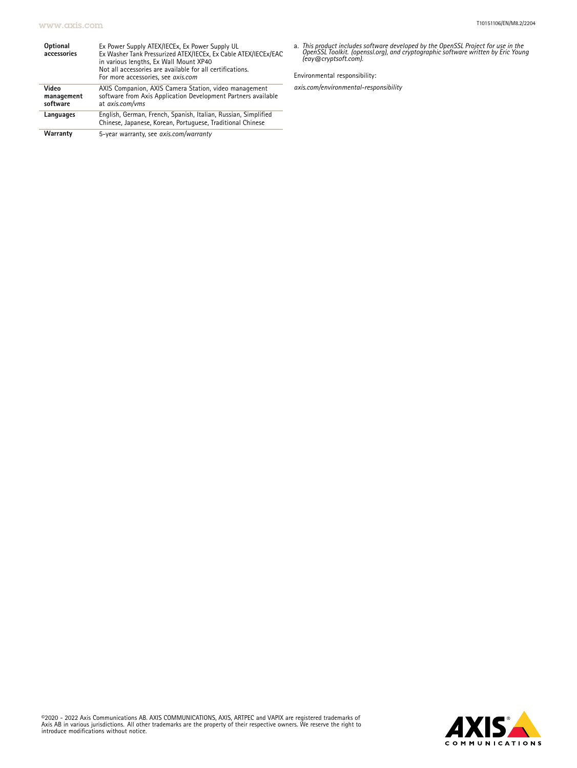| | |
|---|---|
| **Optional accessories** | Ex Power Supply ATEX/IECEx, Ex Power Supply UL<br>Ex Washer Tank Pressurized ATEX/IECEx, Ex Cable ATEX/IECEx/EAC in various lengths, Ex Wall Mount XP40<br>Not all accessories are available for all certifications.<br>For more accessories, see *axis.com* |
| **Video management software** | AXIS Companion, AXIS Camera Station, video management software from Axis Application Development Partners available at *axis.com/vms* |
| **Languages** | English, German, French, Spanish, Italian, Russian, Simplified Chinese, Japanese, Korean, Portuguese, Traditional Chinese |
| **Warranty** | 5-year warranty, see *axis.com/warranty* |

a. *This product includes software developed by the OpenSSL Project for use in the OpenSSL Toolkit. (openssl.org), and cryptographic software written by Eric Young (eay@cryptsoft.com).*

Environmental responsibility:

*axis.com/environmental-responsibility*

©2020 - 2022 Axis Communications AB. AXIS COMMUNICATIONS, AXIS, ARTPEC and VAPIX are registered trademarks of Axis AB in various jurisdictions. All other trademarks are the property of their respective owners. We reserve the right to introduce modifications without notice.